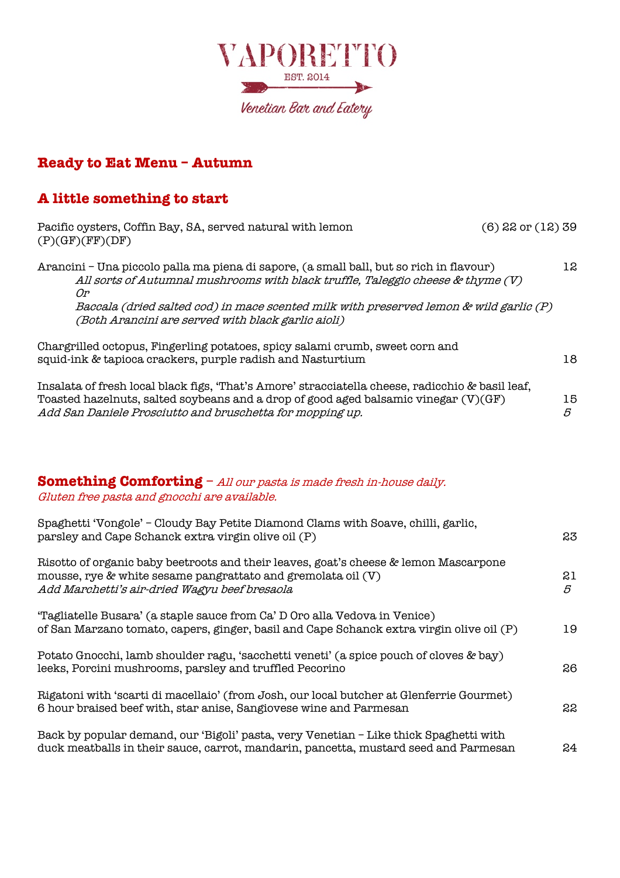# VAPORETTO

EST. 2014

*Venetian Bar and Eatery*

## Ready to Eat Menu – Autumn

## A little something to start

Pacific oysters, Coffin Bay, SA, served natural with lemon (P)(GF)(FF)(DF) — (6) 22 or (12) 39

Arancini – Una piccolo palla ma piena di sapore, (a small ball, but so rich in flavour) — 12
*All sorts of Autumnal mushrooms with black truffle, Taleggio cheese & thyme (V)*
*Or*
*Baccala (dried salted cod) in mace scented milk with preserved lemon & wild garlic (P)*
*(Both Arancini are served with black garlic aioli)*

Chargrilled octopus, Fingerling potatoes, spicy salami crumb, sweet corn and squid-ink & tapioca crackers, purple radish and Nasturtium — 18

Insalata of fresh local black figs, 'That's Amore' stracciatella cheese, radicchio & basil leaf, Toasted hazelnuts, salted soybeans and a drop of good aged balsamic vinegar (V)(GF) — 15
*Add San Daniele Prosciutto and bruschetta for mopping up.* — *5*

## Something Comforting – *All our pasta is made fresh in-house daily. Gluten free pasta and gnocchi are available.*

Spaghetti 'Vongole' – Cloudy Bay Petite Diamond Clams with Soave, chilli, garlic, parsley and Cape Schanck extra virgin olive oil (P) — 23

Risotto of organic baby beetroots and their leaves, goat's cheese & lemon Mascarpone mousse, rye & white sesame pangrattato and gremolata oil (V) — 21
*Add Marchetti's air-dried Wagyu beef bresaola* — *5*

'Tagliatelle Busara' (a staple sauce from Ca' D Oro alla Vedova in Venice) of San Marzano tomato, capers, ginger, basil and Cape Schanck extra virgin olive oil (P) — 19

Potato Gnocchi, lamb shoulder ragu, 'sacchetti veneti' (a spice pouch of cloves & bay) leeks, Porcini mushrooms, parsley and truffled Pecorino — 26

Rigatoni with 'scarti di macellaio' (from Josh, our local butcher at Glenferrie Gourmet) 6 hour braised beef with, star anise, Sangiovese wine and Parmesan — 22

Back by popular demand, our 'Bigoli' pasta, very Venetian – Like thick Spaghetti with duck meatballs in their sauce, carrot, mandarin, pancetta, mustard seed and Parmesan — 24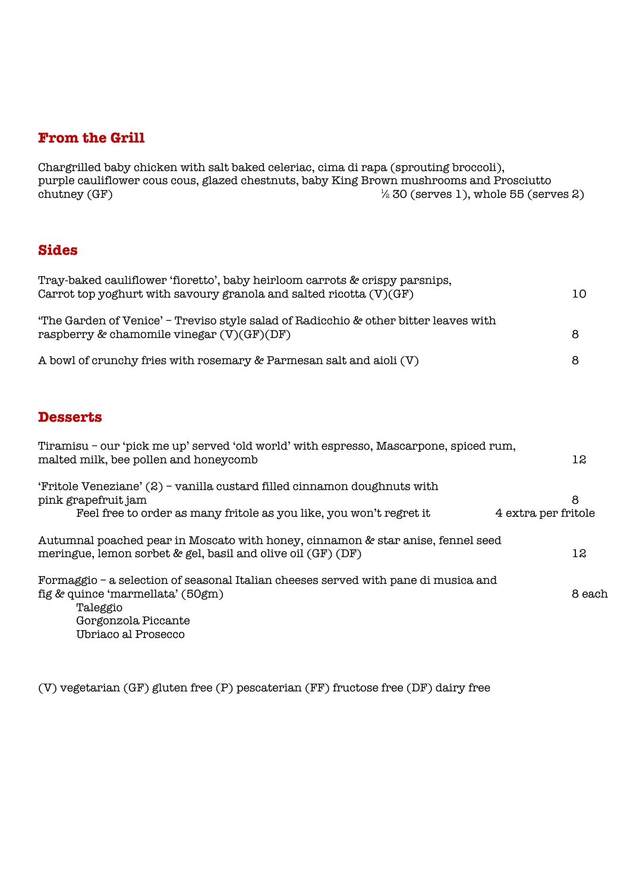## From the Grill

Chargrilled baby chicken with salt baked celeriac, cima di rapa (sprouting broccoli), purple cauliflower cous cous, glazed chestnuts, baby King Brown mushrooms and Prosciutto chutney (GF) ½ 30 (serves 1), whole 55 (serves 2)

## Sides

Tray-baked cauliflower 'fioretto', baby heirloom carrots & crispy parsnips, Carrot top yoghurt with savoury granola and salted ricotta (V)(GF) 10

'The Garden of Venice' – Treviso style salad of Radicchio & other bitter leaves with raspberry & chamomile vinegar (V)(GF)(DF) 8

A bowl of crunchy fries with rosemary & Parmesan salt and aioli (V) 8

## Desserts

Tiramisu – our 'pick me up' served 'old world' with espresso, Mascarpone, spiced rum, malted milk, bee pollen and honeycomb 12

'Fritole Veneziane' (2) – vanilla custard filled cinnamon doughnuts with pink grapefruit jam 8

Feel free to order as many fritole as you like, you won't regret it 4 extra per fritole

Autumnal poached pear in Moscato with honey, cinnamon & star anise, fennel seed meringue, lemon sorbet & gel, basil and olive oil (GF) (DF) 12

Formaggio – a selection of seasonal Italian cheeses served with pane di musica and fig & quince 'marmellata' (50gm) 8 each

- Taleggio
- Gorgonzola Piccante
- Ubriaco al Prosecco

(V) vegetarian (GF) gluten free (P) pescaterian (FF) fructose free (DF) dairy free